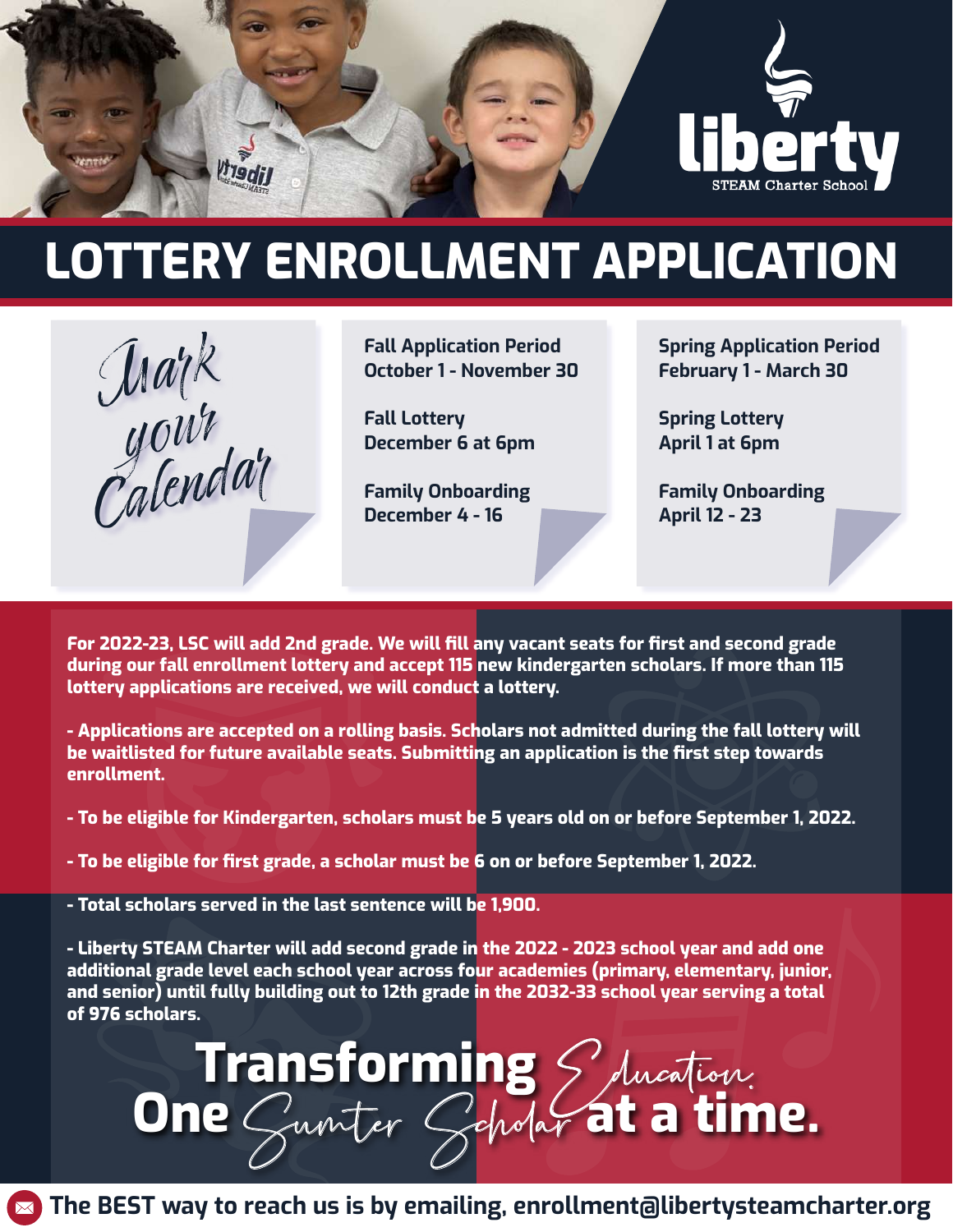liberty

STEAM Charter School

# LOTTERY ENROLLMENT APPLICATION

*Mark your Calendar*

**Fall Application Period**
**October 1 - November 30**

**Fall Lottery**
**December 6 at 6pm**

**Family Onboarding**
**December 4 - 16**

**Spring Application Period**
**February 1 - March 30**

**Spring Lottery**
**April 1 at 6pm**

**Family Onboarding**
**April 12 - 23**

**For 2022-23, LSC will add 2nd grade. We will fill any vacant seats for first and second grade during our fall enrollment lottery and accept 115 new kindergarten scholars. If more than 115 lottery applications are received, we will conduct a lottery.**

**- Applications are accepted on a rolling basis. Scholars not admitted during the fall lottery will be waitlisted for future available seats. Submitting an application is the first step towards enrollment.**

**- To be eligible for Kindergarten, scholars must be 5 years old on or before September 1, 2022.**

**- To be eligible for first grade, a scholar must be 6 on or before September 1, 2022.**

**- Total scholars served in the last sentence will be 1,900.**

**- Liberty STEAM Charter will add second grade in the 2022 - 2023 school year and add one additional grade level each school year across four academies (primary, elementary, junior, and senior) until fully building out to 12th grade in the 2032-33 school year serving a total of 976 scholars.**

**Transforming** *Education*
**One** *Sumter Scholar* **at a time.**

**The BEST way to reach us is by emailing, enrollment@libertysteamcharter.org**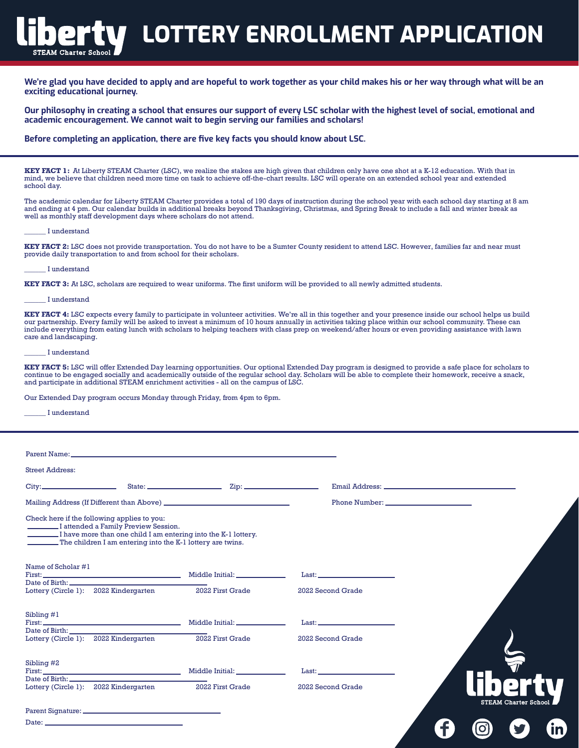# liberty STEAM Charter School LOTTERY ENROLLMENT APPLICATION

**We're glad you have decided to apply and are hopeful to work together as your child makes his or her way through what will be an exciting educational journey.**

**Our philosophy in creating a school that ensures our support of every LSC scholar with the highest level of social, emotional and academic encouragement. We cannot wait to begin serving our families and scholars!**

**Before completing an application, there are five key facts you should know about LSC.**

---

**KEY FACT 1:** At Liberty STEAM Charter (LSC), we realize the stakes are high given that children only have one shot at a K-12 education. With that in mind, we believe that children need more time on task to achieve off-the-chart results. LSC will operate on an extended school year and extended school day.

The academic calendar for Liberty STEAM Charter provides a total of 190 days of instruction during the school year with each school day starting at 8 am and ending at 4 pm. Our calendar builds in additional breaks beyond Thanksgiving, Christmas, and Spring Break to include a fall and winter break as well as monthly staff development days where scholars do not attend.

______ I understand

**KEY FACT 2:** LSC does not provide transportation. You do not have to be a Sumter County resident to attend LSC. However, families far and near must provide daily transportation to and from school for their scholars.

______ I understand

**KEY FACT 3:** At LSC, scholars are required to wear uniforms. The first uniform will be provided to all newly admitted students.

______ I understand

**KEY FACT 4:** LSC expects every family to participate in volunteer activities. We're all in this together and your presence inside our school helps us build our partnership. Every family will be asked to invest a minimum of 10 hours annually in activities taking place within our school community. These can include everything from eating lunch with scholars to helping teachers with class prep on weekend/after hours or even providing assistance with lawn care and landscaping.

______ I understand

**KEY FACT 5:** LSC will offer Extended Day learning opportunities. Our optional Extended Day program is designed to provide a safe place for scholars to continue to be engaged socially and academically outside of the regular school day. Scholars will be able to complete their homework, receive a snack, and participate in additional STEAM enrichment activities - all on the campus of LSC.

Our Extended Day program occurs Monday through Friday, from 4pm to 6pm.

______ I understand

---

Parent Name: ______________________________

Street Address:

City: ____________ State: ____________ Zip: ____________ Email Address: ____________________

Mailing Address (If Different than Above) ____________________ Phone Number: ____________

Check here if the following applies to you:
______ I attended a Family Preview Session.
______ I have more than one child I am entering into the K-1 lottery.
______ The children I am entering into the K-1 lottery are twins.

Name of Scholar #1
First: ____________________ Middle Initial: ________ Last: ____________
Date of Birth: ____________________
Lottery (Circle 1): 2022 Kindergarten 2022 First Grade 2022 Second Grade

Sibling #1
First: ____________________ Middle Initial: ________ Last: ____________
Date of Birth: ____________________
Lottery (Circle 1): 2022 Kindergarten 2022 First Grade 2022 Second Grade

Sibling #2
First: ____________________ Middle Initial: ________ Last: ____________
Date of Birth: ____________________
Lottery (Circle 1): 2022 Kindergarten 2022 First Grade 2022 Second Grade

Parent Signature: ____________________

Date: ____________________

liberty STEAM Charter School